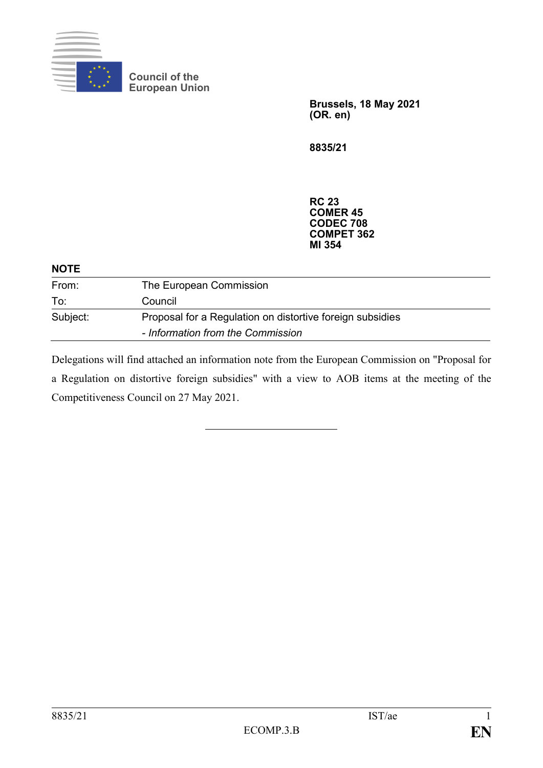Council of the European Union

**Brussels, 18 May 2021**
**(OR. en)**

**8835/21**

**RC 23**
**COMER 45**
**CODEC 708**
**COMPET 362**
**MI 354**

**NOTE**

| | |
|---|---|
| From: | The European Commission |
| To: | Council |
| Subject: | Proposal for a Regulation on distortive foreign subsidies<br>*- Information from the Commission* |

Delegations will find attached an information note from the European Commission on "Proposal for a Regulation on distortive foreign subsidies" with a view to AOB items at the meeting of the Competitiveness Council on 27 May 2021.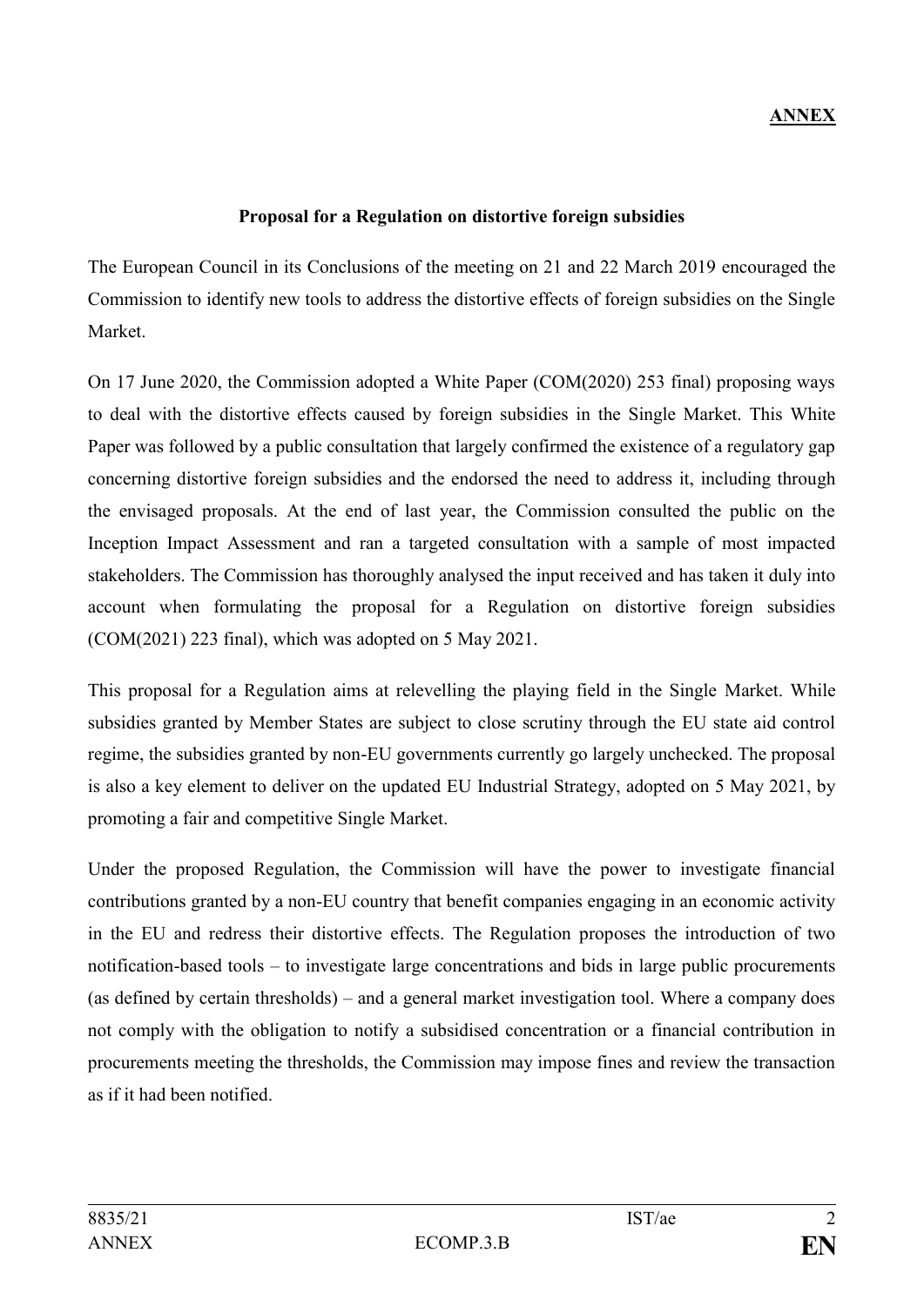**ANNEX**

**Proposal for a Regulation on distortive foreign subsidies**

The European Council in its Conclusions of the meeting on 21 and 22 March 2019 encouraged the Commission to identify new tools to address the distortive effects of foreign subsidies on the Single Market.

On 17 June 2020, the Commission adopted a White Paper (COM(2020) 253 final) proposing ways to deal with the distortive effects caused by foreign subsidies in the Single Market. This White Paper was followed by a public consultation that largely confirmed the existence of a regulatory gap concerning distortive foreign subsidies and the endorsed the need to address it, including through the envisaged proposals. At the end of last year, the Commission consulted the public on the Inception Impact Assessment and ran a targeted consultation with a sample of most impacted stakeholders. The Commission has thoroughly analysed the input received and has taken it duly into account when formulating the proposal for a Regulation on distortive foreign subsidies (COM(2021) 223 final), which was adopted on 5 May 2021.

This proposal for a Regulation aims at relevelling the playing field in the Single Market. While subsidies granted by Member States are subject to close scrutiny through the EU state aid control regime, the subsidies granted by non-EU governments currently go largely unchecked. The proposal is also a key element to deliver on the updated EU Industrial Strategy, adopted on 5 May 2021, by promoting a fair and competitive Single Market.

Under the proposed Regulation, the Commission will have the power to investigate financial contributions granted by a non-EU country that benefit companies engaging in an economic activity in the EU and redress their distortive effects. The Regulation proposes the introduction of two notification-based tools – to investigate large concentrations and bids in large public procurements (as defined by certain thresholds) – and a general market investigation tool. Where a company does not comply with the obligation to notify a subsidised concentration or a financial contribution in procurements meeting the thresholds, the Commission may impose fines and review the transaction as if it had been notified.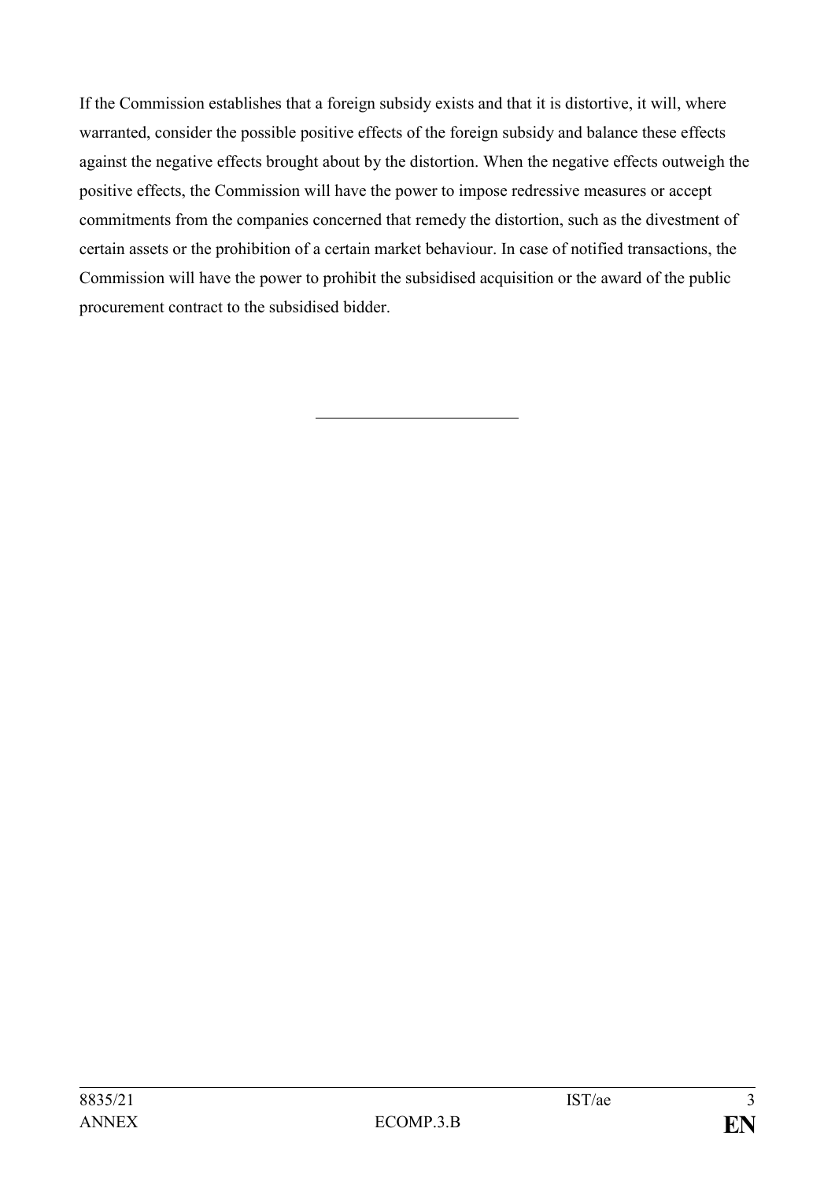If the Commission establishes that a foreign subsidy exists and that it is distortive, it will, where warranted, consider the possible positive effects of the foreign subsidy and balance these effects against the negative effects brought about by the distortion. When the negative effects outweigh the positive effects, the Commission will have the power to impose redressive measures or accept commitments from the companies concerned that remedy the distortion, such as the divestment of certain assets or the prohibition of a certain market behaviour. In case of notified transactions, the Commission will have the power to prohibit the subsidised acquisition or the award of the public procurement contract to the subsidised bidder.